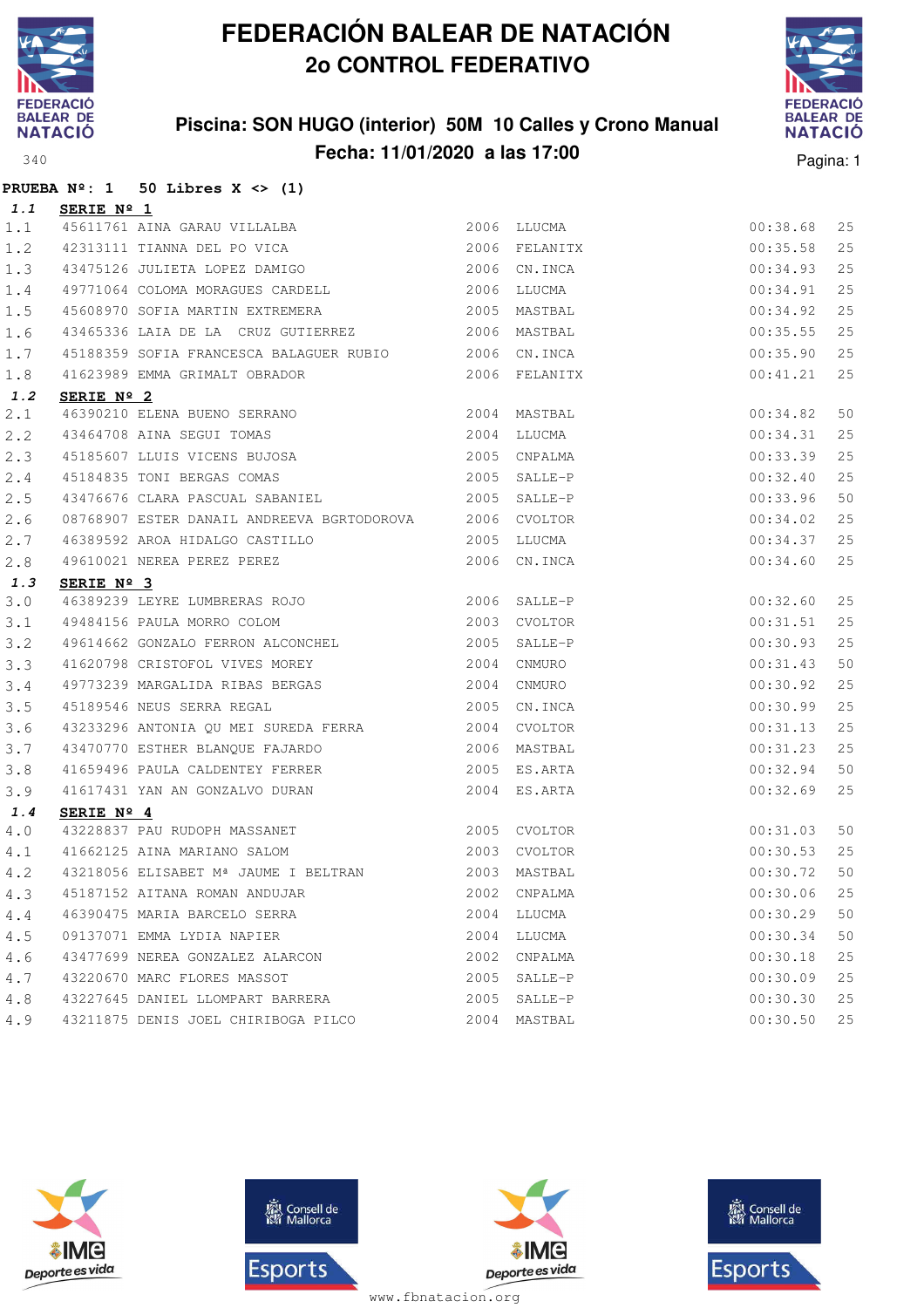# FEDERACIÓN BALEAR DE NATACIÓN

## 2o CONTROL FEDERATIVO

### Piscina: SON HUGO (interior) 50M 10 Calles y Crono Manual

### Fecha: 11/01/2020 a las 17:00

340

**PRUEBA Nº: 1 50 Libres X <> (1)**

***1.1* SERIE Nº 1**

| | | | | | | |
|---|---|---|---|---|---|---|
| 1.1 | 45611761 | AINA GARAU VILLALBA | 2006 | LLUCMA | 00:38.68 | 25 |
| 1.2 | 42313111 | TIANNA DEL PO VICA | 2006 | FELANITX | 00:35.58 | 25 |
| 1.3 | 43475126 | JULIETA LOPEZ DAMIGO | 2006 | CN.INCA | 00:34.93 | 25 |
| 1.4 | 49771064 | COLOMA MORAGUES CARDELL | 2006 | LLUCMA | 00:34.91 | 25 |
| 1.5 | 45608970 | SOFIA MARTIN EXTREMERA | 2005 | MASTBAL | 00:34.92 | 25 |
| 1.6 | 43465336 | LAIA DE LA CRUZ GUTIERREZ | 2006 | MASTBAL | 00:35.55 | 25 |
| 1.7 | 45188359 | SOFIA FRANCESCA BALAGUER RUBIO | 2006 | CN.INCA | 00:35.90 | 25 |
| 1.8 | 41623989 | EMMA GRIMALT OBRADOR | 2006 | FELANITX | 00:41.21 | 25 |

***1.2* SERIE Nº 2**

| | | | | | | |
|---|---|---|---|---|---|---|
| 2.1 | 46390210 | ELENA BUENO SERRANO | 2004 | MASTBAL | 00:34.82 | 50 |
| 2.2 | 43464708 | AINA SEGUI TOMAS | 2004 | LLUCMA | 00:34.31 | 25 |
| 2.3 | 45185607 | LLUIS VICENS BUJOSA | 2005 | CNPALMA | 00:33.39 | 25 |
| 2.4 | 45184835 | TONI BERGAS COMAS | 2005 | SALLE-P | 00:32.40 | 25 |
| 2.5 | 43476676 | CLARA PASCUAL SABANIEL | 2005 | SALLE-P | 00:33.96 | 50 |
| 2.6 | 08768907 | ESTER DANAIL ANDREEVA BGRTODOROVA | 2006 | CVOLTOR | 00:34.02 | 25 |
| 2.7 | 46389592 | AROA HIDALGO CASTILLO | 2005 | LLUCMA | 00:34.37 | 25 |
| 2.8 | 49610021 | NEREA PEREZ PEREZ | 2006 | CN.INCA | 00:34.60 | 25 |

***1.3* SERIE Nº 3**

| | | | | | | |
|---|---|---|---|---|---|---|
| 3.0 | 46389239 | LEYRE LUMBRERAS ROJO | 2006 | SALLE-P | 00:32.60 | 25 |
| 3.1 | 49484156 | PAULA MORRO COLOM | 2003 | CVOLTOR | 00:31.51 | 25 |
| 3.2 | 49614662 | GONZALO FERRON ALCONCHEL | 2005 | SALLE-P | 00:30.93 | 25 |
| 3.3 | 41620798 | CRISTOFOL VIVES MOREY | 2004 | CNMURO | 00:31.43 | 50 |
| 3.4 | 49773239 | MARGALIDA RIBAS BERGAS | 2004 | CNMURO | 00:30.92 | 25 |
| 3.5 | 45189546 | NEUS SERRA REGAL | 2005 | CN.INCA | 00:30.99 | 25 |
| 3.6 | 43233296 | ANTONIA QU MEI SUREDA FERRA | 2004 | CVOLTOR | 00:31.13 | 25 |
| 3.7 | 43470770 | ESTHER BLANQUE FAJARDO | 2006 | MASTBAL | 00:31.23 | 25 |
| 3.8 | 41659496 | PAULA CALDENTEY FERRER | 2005 | ES.ARTA | 00:32.94 | 50 |
| 3.9 | 41617431 | YAN AN GONZALVO DURAN | 2004 | ES.ARTA | 00:32.69 | 25 |

***1.4* SERIE Nº 4**

| | | | | | | |
|---|---|---|---|---|---|---|
| 4.0 | 43228837 | PAU RUDOPH MASSANET | 2005 | CVOLTOR | 00:31.03 | 50 |
| 4.1 | 41662125 | AINA MARIANO SALOM | 2003 | CVOLTOR | 00:30.53 | 25 |
| 4.2 | 43218056 | ELISABET Mª JAUME I BELTRAN | 2003 | MASTBAL | 00:30.72 | 50 |
| 4.3 | 45187152 | AITANA ROMAN ANDUJAR | 2002 | CNPALMA | 00:30.06 | 25 |
| 4.4 | 46390475 | MARIA BARCELO SERRA | 2004 | LLUCMA | 00:30.29 | 50 |
| 4.5 | 09137071 | EMMA LYDIA NAPIER | 2004 | LLUCMA | 00:30.34 | 50 |
| 4.6 | 43477699 | NEREA GONZALEZ ALARCON | 2002 | CNPALMA | 00:30.18 | 25 |
| 4.7 | 43220670 | MARC FLORES MASSOT | 2005 | SALLE-P | 00:30.09 | 25 |
| 4.8 | 43227645 | DANIEL LLOMPART BARRERA | 2005 | SALLE-P | 00:30.30 | 25 |
| 4.9 | 43211875 | DENIS JOEL CHIRIBOGA PILCO | 2004 | MASTBAL | 00:30.50 | 25 |

www.fbnatacion.org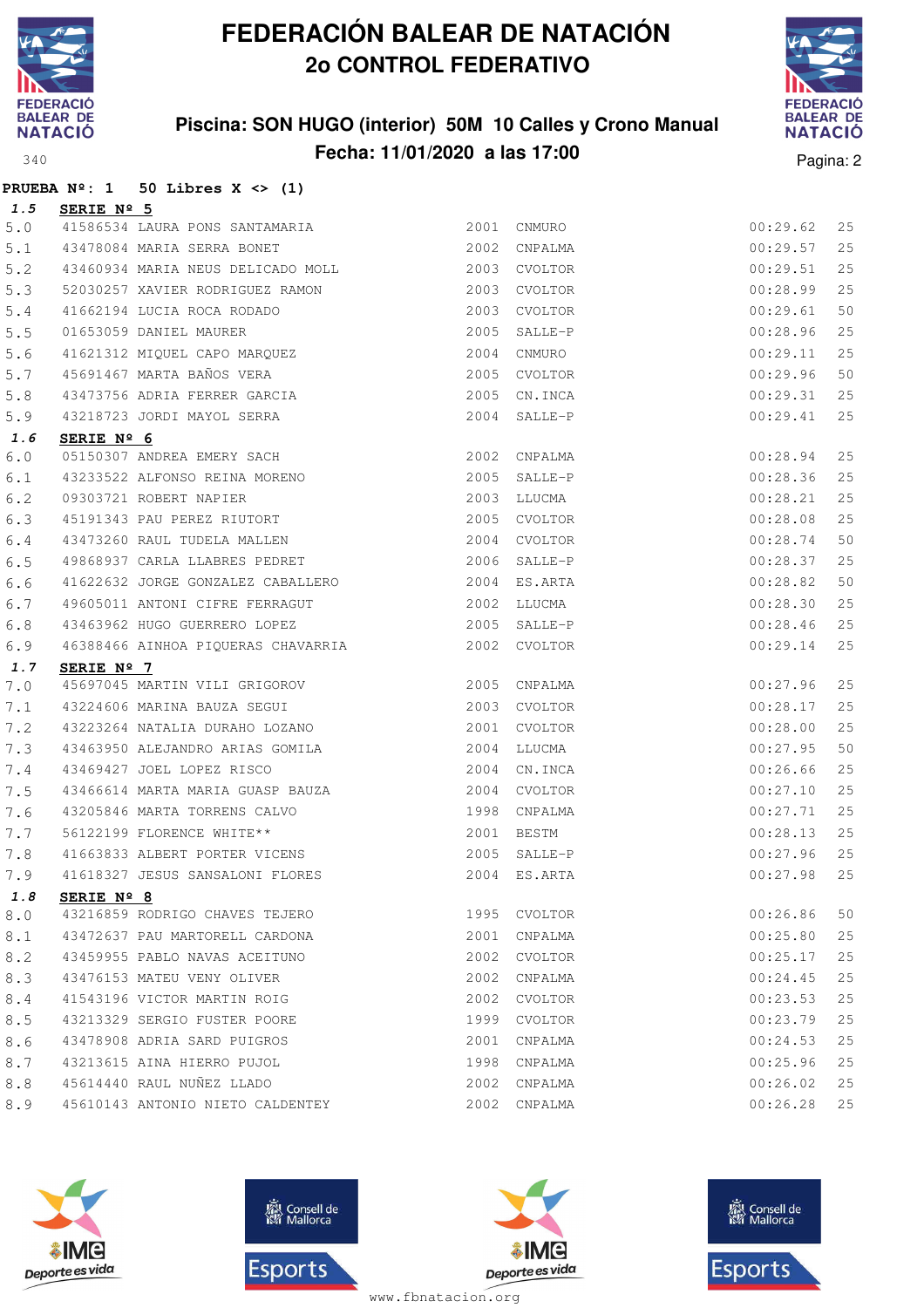# FEDERACIÓN BALEAR DE NATACIÓN
## 2o CONTROL FEDERATIVO

### Piscina: SON HUGO (interior) 50M 10 Calles y Crono Manual
### Fecha: 11/01/2020 a las 17:00

340

**PRUEBA Nº: 1 50 Libres X <> (1)**

***1.5*** **SERIE Nº 5**

| | | | | | | |
|---|---|---|---|---|---|---|
| 5.0 | 41586534 | LAURA PONS SANTAMARIA | 2001 | CNMURO | 00:29.62 | 25 |
| 5.1 | 43478084 | MARIA SERRA BONET | 2002 | CNPALMA | 00:29.57 | 25 |
| 5.2 | 43460934 | MARIA NEUS DELICADO MOLL | 2003 | CVOLTOR | 00:29.51 | 25 |
| 5.3 | 52030257 | XAVIER RODRIGUEZ RAMON | 2003 | CVOLTOR | 00:28.99 | 25 |
| 5.4 | 41662194 | LUCIA ROCA RODADO | 2003 | CVOLTOR | 00:29.61 | 50 |
| 5.5 | 01653059 | DANIEL MAURER | 2005 | SALLE-P | 00:28.96 | 25 |
| 5.6 | 41621312 | MIQUEL CAPO MARQUEZ | 2004 | CNMURO | 00:29.11 | 25 |
| 5.7 | 45691467 | MARTA BAÑOS VERA | 2005 | CVOLTOR | 00:29.96 | 50 |
| 5.8 | 43473756 | ADRIA FERRER GARCIA | 2005 | CN.INCA | 00:29.31 | 25 |
| 5.9 | 43218723 | JORDI MAYOL SERRA | 2004 | SALLE-P | 00:29.41 | 25 |

***1.6*** **SERIE Nº 6**

| | | | | | | |
|---|---|---|---|---|---|---|
| 6.0 | 05150307 | ANDREA EMERY SACH | 2002 | CNPALMA | 00:28.94 | 25 |
| 6.1 | 43233522 | ALFONSO REINA MORENO | 2005 | SALLE-P | 00:28.36 | 25 |
| 6.2 | 09303721 | ROBERT NAPIER | 2003 | LLUCMA | 00:28.21 | 25 |
| 6.3 | 45191343 | PAU PEREZ RIUTORT | 2005 | CVOLTOR | 00:28.08 | 25 |
| 6.4 | 43473260 | RAUL TUDELA MALLEN | 2004 | CVOLTOR | 00:28.74 | 50 |
| 6.5 | 49868937 | CARLA LLABRES PEDRET | 2006 | SALLE-P | 00:28.37 | 25 |
| 6.6 | 41622632 | JORGE GONZALEZ CABALLERO | 2004 | ES.ARTA | 00:28.82 | 50 |
| 6.7 | 49605011 | ANTONI CIFRE FERRAGUT | 2002 | LLUCMA | 00:28.30 | 25 |
| 6.8 | 43463962 | HUGO GUERRERO LOPEZ | 2005 | SALLE-P | 00:28.46 | 25 |
| 6.9 | 46388466 | AINHOA PIQUERAS CHAVARRIA | 2002 | CVOLTOR | 00:29.14 | 25 |

***1.7*** **SERIE Nº 7**

| | | | | | | |
|---|---|---|---|---|---|---|
| 7.0 | 45697045 | MARTIN VILI GRIGOROV | 2005 | CNPALMA | 00:27.96 | 25 |
| 7.1 | 43224606 | MARINA BAUZA SEGUI | 2003 | CVOLTOR | 00:28.17 | 25 |
| 7.2 | 43223264 | NATALIA DURAHO LOZANO | 2001 | CVOLTOR | 00:28.00 | 25 |
| 7.3 | 43463950 | ALEJANDRO ARIAS GOMILA | 2004 | LLUCMA | 00:27.95 | 50 |
| 7.4 | 43469427 | JOEL LOPEZ RISCO | 2004 | CN.INCA | 00:26.66 | 25 |
| 7.5 | 43466614 | MARTA MARIA GUASP BAUZA | 2004 | CVOLTOR | 00:27.10 | 25 |
| 7.6 | 43205846 | MARTA TORRENS CALVO | 1998 | CNPALMA | 00:27.71 | 25 |
| 7.7 | 56122199 | FLORENCE WHITE** | 2001 | BESTM | 00:28.13 | 25 |
| 7.8 | 41663833 | ALBERT PORTER VICENS | 2005 | SALLE-P | 00:27.96 | 25 |
| 7.9 | 41618327 | JESUS SANSALONI FLORES | 2004 | ES.ARTA | 00:27.98 | 25 |

***1.8*** **SERIE Nº 8**

| | | | | | | |
|---|---|---|---|---|---|---|
| 8.0 | 43216859 | RODRIGO CHAVES TEJERO | 1995 | CVOLTOR | 00:26.86 | 50 |
| 8.1 | 43472637 | PAU MARTORELL CARDONA | 2001 | CNPALMA | 00:25.80 | 25 |
| 8.2 | 43459955 | PABLO NAVAS ACEITUNO | 2002 | CVOLTOR | 00:25.17 | 25 |
| 8.3 | 43476153 | MATEU VENY OLIVER | 2002 | CNPALMA | 00:24.45 | 25 |
| 8.4 | 41543196 | VICTOR MARTIN ROIG | 2002 | CVOLTOR | 00:23.53 | 25 |
| 8.5 | 43213329 | SERGIO FUSTER POORE | 1999 | CVOLTOR | 00:23.79 | 25 |
| 8.6 | 43478908 | ADRIA SARD PUIGROS | 2001 | CNPALMA | 00:24.53 | 25 |
| 8.7 | 43213615 | AINA HIERRO PUJOL | 1998 | CNPALMA | 00:25.96 | 25 |
| 8.8 | 45614440 | RAUL NUÑEZ LLADO | 2002 | CNPALMA | 00:26.02 | 25 |
| 8.9 | 45610143 | ANTONIO NIETO CALDENTEY | 2002 | CNPALMA | 00:26.28 | 25 |

www.fbnatacion.org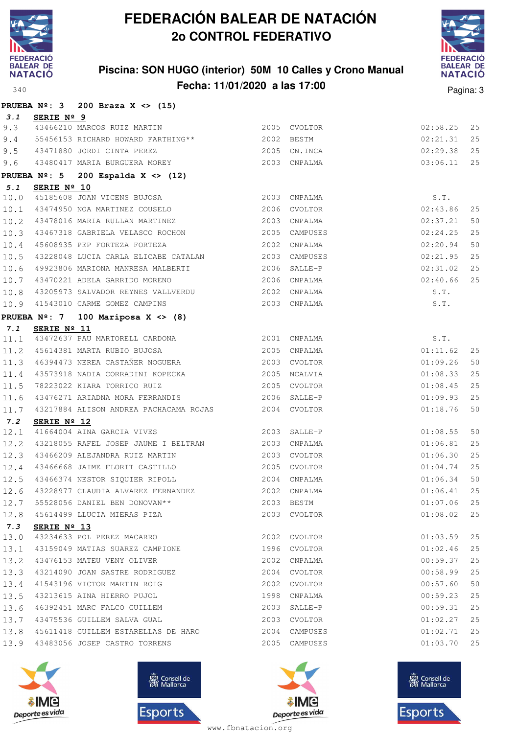# FEDERACIÓN BALEAR DE NATACIÓN

## 2o CONTROL FEDERATIVO

### Piscina: SON HUGO (interior) 50M 10 Calles y Crono Manual

### Fecha: 11/01/2020 a las 17:00

**PRUEBA Nº: 3 200 Braza X <> (15)**

**3.1 SERIE Nº 9**

| | | | | | | |
|---|---|---|---|---|---|---|
| 9.3 | 43466210 | MARCOS RUIZ MARTIN | 2005 | CVOLTOR | 02:58.25 | 25 |
| 9.4 | 55456153 | RICHARD HOWARD FARTHING** | 2002 | BESTM | 02:21.31 | 25 |
| 9.5 | 43471880 | JORDI CINTA PEREZ | 2005 | CN.INCA | 02:29.38 | 25 |
| 9.6 | 43480417 | MARIA BURGUERA MOREY | 2003 | CNPALMA | 03:06.11 | 25 |

**PRUEBA Nº: 5 200 Espalda X <> (12)**

**5.1 SERIE Nº 10**

| | | | | | | |
|---|---|---|---|---|---|---|
| 10.0 | 45185608 | JOAN VICENS BUJOSA | 2003 | CNPALMA | S.T. | |
| 10.1 | 43474950 | NOA MARTINEZ COUSELO | 2006 | CVOLTOR | 02:43.86 | 25 |
| 10.2 | 43478016 | MARIA RULLAN MARTINEZ | 2003 | CNPALMA | 02:37.21 | 50 |
| 10.3 | 43467318 | GABRIELA VELASCO ROCHON | 2005 | CAMPUSES | 02:24.25 | 25 |
| 10.4 | 45608935 | PEP FORTEZA FORTEZA | 2002 | CNPALMA | 02:20.94 | 50 |
| 10.5 | 43228048 | LUCIA CARLA ELICABE CATALAN | 2003 | CAMPUSES | 02:21.95 | 25 |
| 10.6 | 49923806 | MARIONA MANRESA MALBERTI | 2006 | SALLE-P | 02:31.02 | 25 |
| 10.7 | 43470221 | ADELA GARRIDO MORENO | 2006 | CNPALMA | 02:40.66 | 25 |
| 10.8 | 43205973 | SALVADOR REYNES VALLVERDU | 2002 | CNPALMA | S.T. | |
| 10.9 | 41543010 | CARME GOMEZ CAMPINS | 2003 | CNPALMA | S.T. | |

**PRUEBA Nº: 7 100 Mariposa X <> (8)**

**7.1 SERIE Nº 11**

| | | | | | | |
|---|---|---|---|---|---|---|
| 11.1 | 43472637 | PAU MARTORELL CARDONA | 2001 | CNPALMA | S.T. | |
| 11.2 | 45614381 | MARTA RUBIO BUJOSA | 2005 | CNPALMA | 01:11.62 | 25 |
| 11.3 | 46394473 | NEREA CASTAÑER NOGUERA | 2003 | CVOLTOR | 01:09.26 | 50 |
| 11.4 | 43573918 | NADIA CORRADINI KOPECKA | 2005 | NCALVIA | 01:08.33 | 25 |
| 11.5 | 78223022 | KIARA TORRICO RUIZ | 2005 | CVOLTOR | 01:08.45 | 25 |
| 11.6 | 43476271 | ARIADNA MORA FERRANDIS | 2006 | SALLE-P | 01:09.93 | 25 |
| 11.7 | 43217884 | ALISON ANDREA PACHACAMA ROJAS | 2004 | CVOLTOR | 01:18.76 | 50 |

**7.2 SERIE Nº 12**

| | | | | | | |
|---|---|---|---|---|---|---|
| 12.1 | 41664004 | AINA GARCIA VIVES | 2003 | SALLE-P | 01:08.55 | 50 |
| 12.2 | 43218055 | RAFEL JOSEP JAUME I BELTRAN | 2003 | CNPALMA | 01:06.81 | 25 |
| 12.3 | 43466209 | ALEJANDRA RUIZ MARTIN | 2003 | CVOLTOR | 01:06.30 | 25 |
| 12.4 | 43466668 | JAIME FLORIT CASTILLO | 2005 | CVOLTOR | 01:04.74 | 25 |
| 12.5 | 43466374 | NESTOR SIQUIER RIPOLL | 2004 | CNPALMA | 01:06.34 | 50 |
| 12.6 | 43228977 | CLAUDIA ALVAREZ FERNANDEZ | 2002 | CNPALMA | 01:06.41 | 25 |
| 12.7 | 55528056 | DANIEL BEN DONOVAN** | 2003 | BESTM | 01:07.06 | 25 |
| 12.8 | 45614499 | LLUCIA MIERAS PIZA | 2003 | CVOLTOR | 01:08.02 | 25 |

**7.3 SERIE Nº 13**

| | | | | | | |
|---|---|---|---|---|---|---|
| 13.0 | 43234633 | POL PEREZ MACARRO | 2002 | CVOLTOR | 01:03.59 | 25 |
| 13.1 | 43159049 | MATIAS SUAREZ CAMPIONE | 1996 | CVOLTOR | 01:02.46 | 25 |
| 13.2 | 43476153 | MATEU VENY OLIVER | 2002 | CNPALMA | 00:59.37 | 25 |
| 13.3 | 43214090 | JOAN SASTRE RODRIGUEZ | 2004 | CVOLTOR | 00:58.99 | 25 |
| 13.4 | 41543196 | VICTOR MARTIN ROIG | 2002 | CVOLTOR | 00:57.60 | 50 |
| 13.5 | 43213615 | AINA HIERRO PUJOL | 1998 | CNPALMA | 00:59.23 | 25 |
| 13.6 | 46392451 | MARC FALCO GUILLEM | 2003 | SALLE-P | 00:59.31 | 25 |
| 13.7 | 43475536 | GUILLEM SALVA GUAL | 2003 | CVOLTOR | 01:02.27 | 25 |
| 13.8 | 45611418 | GUILLEM ESTARELLAS DE HARO | 2004 | CAMPUSES | 01:02.71 | 25 |
| 13.9 | 43483056 | JOSEP CASTRO TORRENS | 2005 | CAMPUSES | 01:03.70 | 25 |

www.fbnatacion.org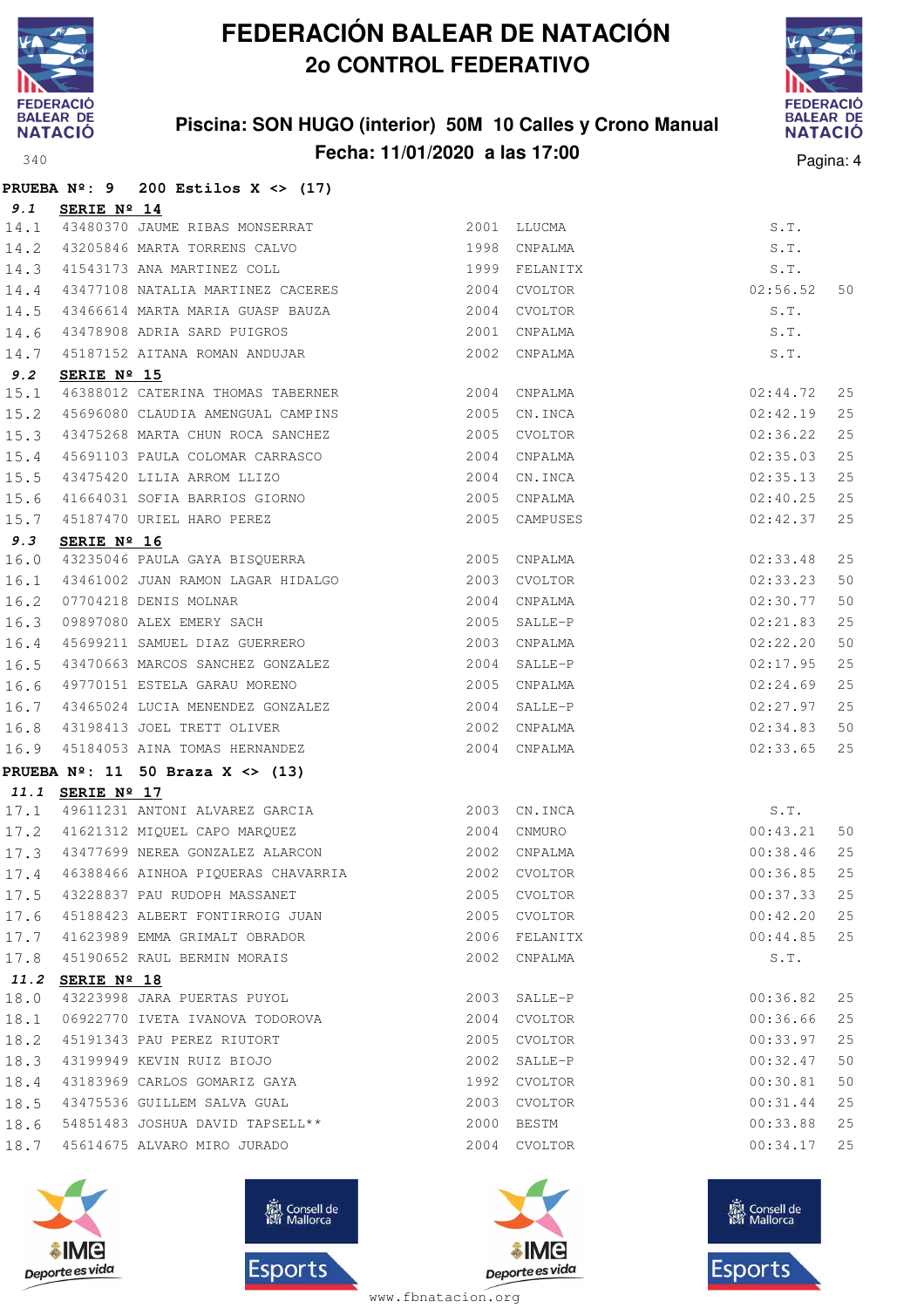# FEDERACIÓN BALEAR DE NATACIÓN

## 2o CONTROL FEDERATIVO

### Piscina: SON HUGO (interior) 50M 10 Calles y Crono Manual

### Fecha: 11/01/2020 a las 17:00

**PRUEBA Nº: 9 200 Estilos X <> (17)**

***9.1* SERIE Nº 14**

| | | | | | | |
|---|---|---|---|---|---|---|
| 14.1 | 43480370 | JAUME RIBAS MONSERRAT | 2001 | LLUCMA | S.T. | |
| 14.2 | 43205846 | MARTA TORRENS CALVO | 1998 | CNPALMA | S.T. | |
| 14.3 | 41543173 | ANA MARTINEZ COLL | 1999 | FELANITX | S.T. | |
| 14.4 | 43477108 | NATALIA MARTINEZ CACERES | 2004 | CVOLTOR | 02:56.52 | 50 |
| 14.5 | 43466614 | MARTA MARIA GUASP BAUZA | 2004 | CVOLTOR | S.T. | |
| 14.6 | 43478908 | ADRIA SARD PUIGROS | 2001 | CNPALMA | S.T. | |
| 14.7 | 45187152 | AITANA ROMAN ANDUJAR | 2002 | CNPALMA | S.T. | |

***9.2* SERIE Nº 15**

| | | | | | | |
|---|---|---|---|---|---|---|
| 15.1 | 46388012 | CATERINA THOMAS TABERNER | 2004 | CNPALMA | 02:44.72 | 25 |
| 15.2 | 45696080 | CLAUDIA AMENGUAL CAMPINS | 2005 | CN.INCA | 02:42.19 | 25 |
| 15.3 | 43475268 | MARTA CHUN ROCA SANCHEZ | 2005 | CVOLTOR | 02:36.22 | 25 |
| 15.4 | 45691103 | PAULA COLOMAR CARRASCO | 2004 | CNPALMA | 02:35.03 | 25 |
| 15.5 | 43475420 | LILIA ARROM LLIZO | 2004 | CN.INCA | 02:35.13 | 25 |
| 15.6 | 41664031 | SOFIA BARRIOS GIORNO | 2005 | CNPALMA | 02:40.25 | 25 |
| 15.7 | 45187470 | URIEL HARO PEREZ | 2005 | CAMPUSES | 02:42.37 | 25 |

***9.3* SERIE Nº 16**

| | | | | | | |
|---|---|---|---|---|---|---|
| 16.0 | 43235046 | PAULA GAYA BISQUERRA | 2005 | CNPALMA | 02:33.48 | 25 |
| 16.1 | 43461002 | JUAN RAMON LAGAR HIDALGO | 2003 | CVOLTOR | 02:33.23 | 50 |
| 16.2 | 07704218 | DENIS MOLNAR | 2004 | CNPALMA | 02:30.77 | 50 |
| 16.3 | 09897080 | ALEX EMERY SACH | 2005 | SALLE-P | 02:21.83 | 25 |
| 16.4 | 45699211 | SAMUEL DIAZ GUERRERO | 2003 | CNPALMA | 02:22.20 | 50 |
| 16.5 | 43470663 | MARCOS SANCHEZ GONZALEZ | 2004 | SALLE-P | 02:17.95 | 25 |
| 16.6 | 49770151 | ESTELA GARAU MORENO | 2005 | CNPALMA | 02:24.69 | 25 |
| 16.7 | 43465024 | LUCIA MENENDEZ GONZALEZ | 2004 | SALLE-P | 02:27.97 | 25 |
| 16.8 | 43198413 | JOEL TRETT OLIVER | 2002 | CNPALMA | 02:34.83 | 50 |
| 16.9 | 45184053 | AINA TOMAS HERNANDEZ | 2004 | CNPALMA | 02:33.65 | 25 |

**PRUEBA Nº: 11 50 Braza X <> (13)**

***11.1* SERIE Nº 17**

| | | | | | | |
|---|---|---|---|---|---|---|
| 17.1 | 49611231 | ANTONI ALVAREZ GARCIA | 2003 | CN.INCA | S.T. | |
| 17.2 | 41621312 | MIQUEL CAPO MARQUEZ | 2004 | CNMURO | 00:43.21 | 50 |
| 17.3 | 43477699 | NEREA GONZALEZ ALARCON | 2002 | CNPALMA | 00:38.46 | 25 |
| 17.4 | 46388466 | AINHOA PIQUERAS CHAVARRIA | 2002 | CVOLTOR | 00:36.85 | 25 |
| 17.5 | 43228837 | PAU RUDOPH MASSANET | 2005 | CVOLTOR | 00:37.33 | 25 |
| 17.6 | 45188423 | ALBERT FONTIRROIG JUAN | 2005 | CVOLTOR | 00:42.20 | 25 |
| 17.7 | 41623989 | EMMA GRIMALT OBRADOR | 2006 | FELANITX | 00:44.85 | 25 |
| 17.8 | 45190652 | RAUL BERMIN MORAIS | 2002 | CNPALMA | S.T. | |

***11.2* SERIE Nº 18**

| | | | | | | |
|---|---|---|---|---|---|---|
| 18.0 | 43223998 | JARA PUERTAS PUYOL | 2003 | SALLE-P | 00:36.82 | 25 |
| 18.1 | 06922770 | IVETA IVANOVA TODOROVA | 2004 | CVOLTOR | 00:36.66 | 25 |
| 18.2 | 45191343 | PAU PEREZ RIUTORT | 2005 | CVOLTOR | 00:33.97 | 25 |
| 18.3 | 43199949 | KEVIN RUIZ BIOJO | 2002 | SALLE-P | 00:32.47 | 50 |
| 18.4 | 43183969 | CARLOS GOMARIZ GAYA | 1992 | CVOLTOR | 00:30.81 | 50 |
| 18.5 | 43475536 | GUILLEM SALVA GUAL | 2003 | CVOLTOR | 00:31.44 | 25 |
| 18.6 | 54851483 | JOSHUA DAVID TAPSELL** | 2000 | BESTM | 00:33.88 | 25 |
| 18.7 | 45614675 | ALVARO MIRO JURADO | 2004 | CVOLTOR | 00:34.17 | 25 |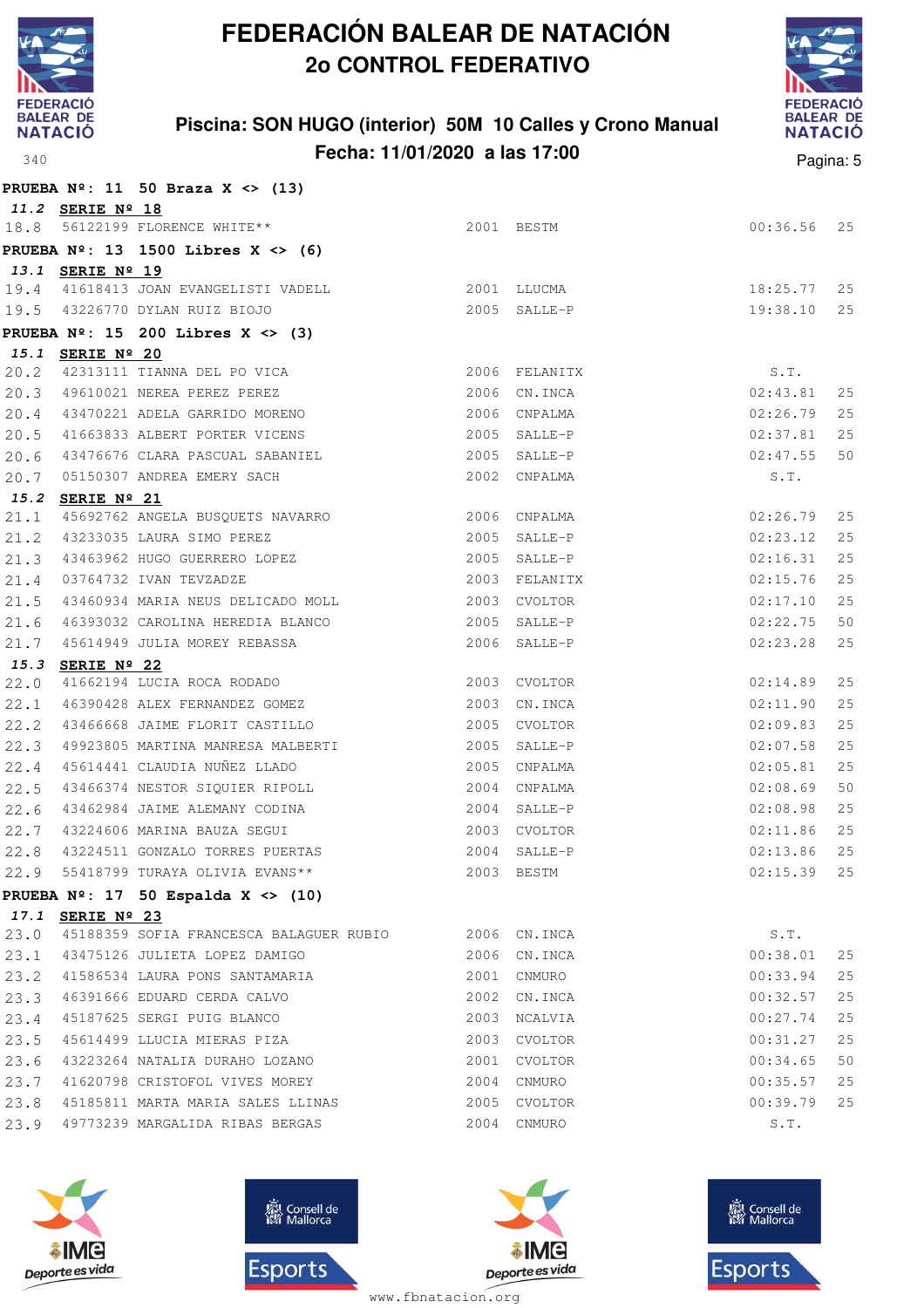# FEDERACIÓN BALEAR DE NATACIÓN

## 2o CONTROL FEDERATIVO

### Piscina: SON HUGO (interior) 50M 10 Calles y Crono Manual

### Fecha: 11/01/2020 a las 17:00

**PRUEBA Nº: 11 50 Braza X <> (13)**

***11.2*** **SERIE Nº 18**

| | | | | | | |
|---|---|---|---|---|---|---|
| 18.8 | 56122199 | FLORENCE WHITE** | 2001 | BESTM | 00:36.56 | 25 |

**PRUEBA Nº: 13 1500 Libres X <> (6)**

***13.1*** **SERIE Nº 19**

| | | | | | | |
|---|---|---|---|---|---|---|
| 19.4 | 41618413 | JOAN EVANGELISTI VADELL | 2001 | LLUCMA | 18:25.77 | 25 |
| 19.5 | 43226770 | DYLAN RUIZ BIOJO | 2005 | SALLE-P | 19:38.10 | 25 |

**PRUEBA Nº: 15 200 Libres X <> (3)**

***15.1*** **SERIE Nº 20**

| | | | | | | |
|---|---|---|---|---|---|---|
| 20.2 | 42313111 | TIANNA DEL PO VICA | 2006 | FELANITX | S.T. | |
| 20.3 | 49610021 | NEREA PEREZ PEREZ | 2006 | CN.INCA | 02:43.81 | 25 |
| 20.4 | 43470221 | ADELA GARRIDO MORENO | 2006 | CNPALMA | 02:26.79 | 25 |
| 20.5 | 41663833 | ALBERT PORTER VICENS | 2005 | SALLE-P | 02:37.81 | 25 |
| 20.6 | 43476676 | CLARA PASCUAL SABANIEL | 2005 | SALLE-P | 02:47.55 | 50 |
| 20.7 | 05150307 | ANDREA EMERY SACH | 2002 | CNPALMA | S.T. | |

***15.2*** **SERIE Nº 21**

| | | | | | | |
|---|---|---|---|---|---|---|
| 21.1 | 45692762 | ANGELA BUSQUETS NAVARRO | 2006 | CNPALMA | 02:26.79 | 25 |
| 21.2 | 43233035 | LAURA SIMO PEREZ | 2005 | SALLE-P | 02:23.12 | 25 |
| 21.3 | 43463962 | HUGO GUERRERO LOPEZ | 2005 | SALLE-P | 02:16.31 | 25 |
| 21.4 | 03764732 | IVAN TEVZADZE | 2003 | FELANITX | 02:15.76 | 25 |
| 21.5 | 43460934 | MARIA NEUS DELICADO MOLL | 2003 | CVOLTOR | 02:17.10 | 25 |
| 21.6 | 46393032 | CAROLINA HEREDIA BLANCO | 2005 | SALLE-P | 02:22.75 | 50 |
| 21.7 | 45614949 | JULIA MOREY REBASSA | 2006 | SALLE-P | 02:23.28 | 25 |

***15.3*** **SERIE Nº 22**

| | | | | | | |
|---|---|---|---|---|---|---|
| 22.0 | 41662194 | LUCIA ROCA RODADO | 2003 | CVOLTOR | 02:14.89 | 25 |
| 22.1 | 46390428 | ALEX FERNANDEZ GOMEZ | 2003 | CN.INCA | 02:11.90 | 25 |
| 22.2 | 43466668 | JAIME FLORIT CASTILLO | 2005 | CVOLTOR | 02:09.83 | 25 |
| 22.3 | 49923805 | MARTINA MANRESA MALBERTI | 2005 | SALLE-P | 02:07.58 | 25 |
| 22.4 | 45614441 | CLAUDIA NUÑEZ LLADO | 2005 | CNPALMA | 02:05.81 | 25 |
| 22.5 | 43466374 | NESTOR SIQUIER RIPOLL | 2004 | CNPALMA | 02:08.69 | 50 |
| 22.6 | 43462984 | JAIME ALEMANY CODINA | 2004 | SALLE-P | 02:08.98 | 25 |
| 22.7 | 43224606 | MARINA BAUZA SEGUI | 2003 | CVOLTOR | 02:11.86 | 25 |
| 22.8 | 43224511 | GONZALO TORRES PUERTAS | 2004 | SALLE-P | 02:13.86 | 25 |
| 22.9 | 55418799 | TURAYA OLIVIA EVANS** | 2003 | BESTM | 02:15.39 | 25 |

**PRUEBA Nº: 17 50 Espalda X <> (10)**

***17.1*** **SERIE Nº 23**

| | | | | | | |
|---|---|---|---|---|---|---|
| 23.0 | 45188359 | SOFIA FRANCESCA BALAGUER RUBIO | 2006 | CN.INCA | S.T. | |
| 23.1 | 43475126 | JULIETA LOPEZ DAMIGO | 2006 | CN.INCA | 00:38.01 | 25 |
| 23.2 | 41586534 | LAURA PONS SANTAMARIA | 2001 | CNMURO | 00:33.94 | 25 |
| 23.3 | 46391666 | EDUARD CERDA CALVO | 2002 | CN.INCA | 00:32.57 | 25 |
| 23.4 | 45187625 | SERGI PUIG BLANCO | 2003 | NCALVIA | 00:27.74 | 25 |
| 23.5 | 45614499 | LLUCIA MIERAS PIZA | 2003 | CVOLTOR | 00:31.27 | 25 |
| 23.6 | 43223264 | NATALIA DURAHO LOZANO | 2001 | CVOLTOR | 00:34.65 | 50 |
| 23.7 | 41620798 | CRISTOFOL VIVES MOREY | 2004 | CNMURO | 00:35.57 | 25 |
| 23.8 | 45185811 | MARTA MARIA SALES LLINAS | 2005 | CVOLTOR | 00:39.79 | 25 |
| 23.9 | 49773239 | MARGALIDA RIBAS BERGAS | 2004 | CNMURO | S.T. | |

www.fbnatacion.org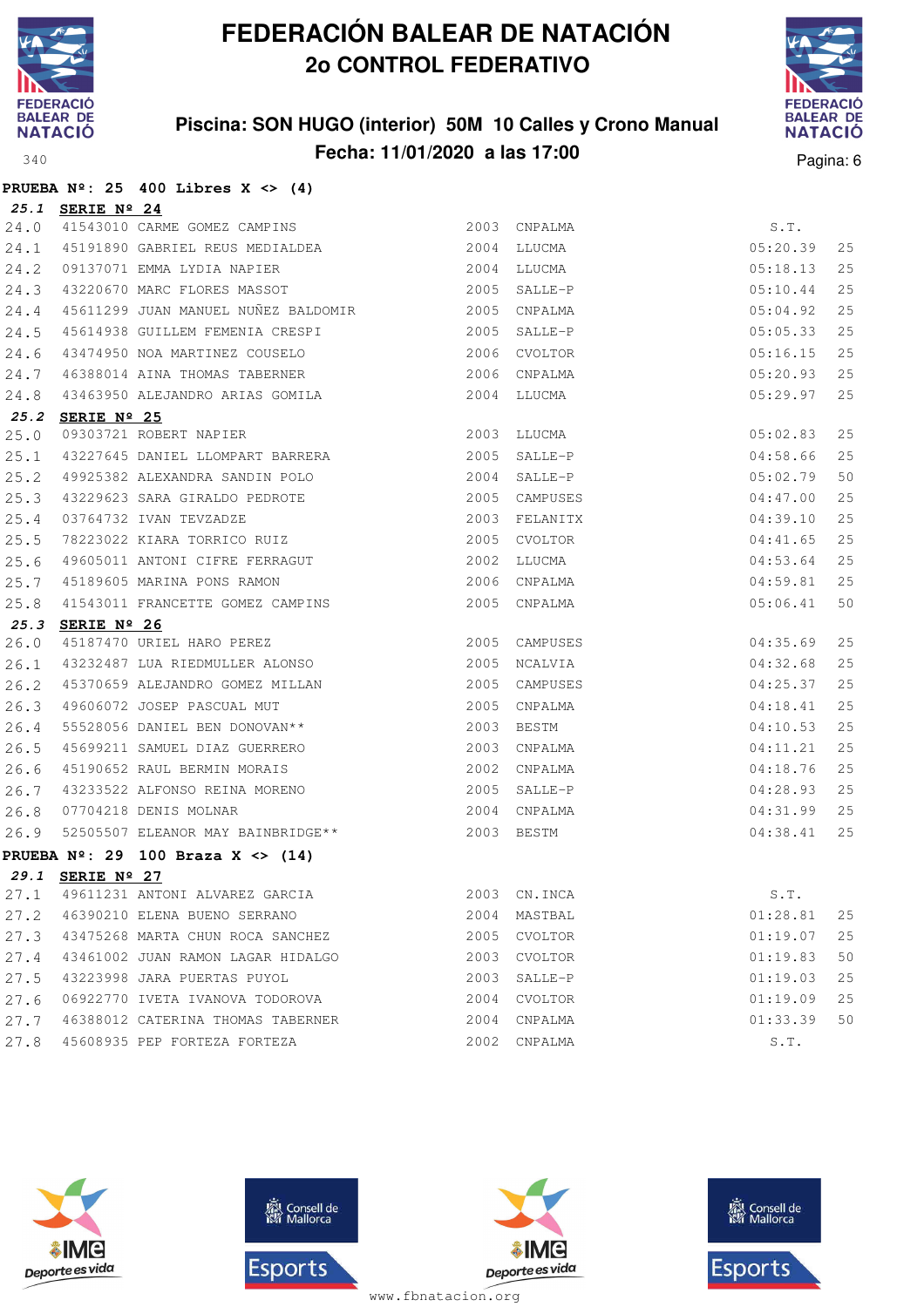# FEDERACIÓN BALEAR DE NATACIÓN
## 2o CONTROL FEDERATIVO

### Piscina: SON HUGO (interior) 50M 10 Calles y Crono Manual
### Fecha: 11/01/2020 a las 17:00

340

**PRUEBA Nº: 25 400 Libres X <> (4)**

***25.1* SERIE Nº 24**

| | | | | | | |
|---|---|---|---|---|---|---|
| 24.0 | 41543010 | CARME GOMEZ CAMPINS | 2003 | CNPALMA | S.T. | |
| 24.1 | 45191890 | GABRIEL REUS MEDIALDEA | 2004 | LLUCMA | 05:20.39 | 25 |
| 24.2 | 09137071 | EMMA LYDIA NAPIER | 2004 | LLUCMA | 05:18.13 | 25 |
| 24.3 | 43220670 | MARC FLORES MASSOT | 2005 | SALLE-P | 05:10.44 | 25 |
| 24.4 | 45611299 | JUAN MANUEL NUÑEZ BALDOMIR | 2005 | CNPALMA | 05:04.92 | 25 |
| 24.5 | 45614938 | GUILLEM FEMENIA CRESPI | 2005 | SALLE-P | 05:05.33 | 25 |
| 24.6 | 43474950 | NOA MARTINEZ COUSELO | 2006 | CVOLTOR | 05:16.15 | 25 |
| 24.7 | 46388014 | AINA THOMAS TABERNER | 2006 | CNPALMA | 05:20.93 | 25 |
| 24.8 | 43463950 | ALEJANDRO ARIAS GOMILA | 2004 | LLUCMA | 05:29.97 | 25 |

***25.2* SERIE Nº 25**

| | | | | | | |
|---|---|---|---|---|---|---|
| 25.0 | 09303721 | ROBERT NAPIER | 2003 | LLUCMA | 05:02.83 | 25 |
| 25.1 | 43227645 | DANIEL LLOMPART BARRERA | 2005 | SALLE-P | 04:58.66 | 25 |
| 25.2 | 49925382 | ALEXANDRA SANDIN POLO | 2004 | SALLE-P | 05:02.79 | 50 |
| 25.3 | 43229623 | SARA GIRALDO PEDROTE | 2005 | CAMPUSES | 04:47.00 | 25 |
| 25.4 | 03764732 | IVAN TEVZADZE | 2003 | FELANITX | 04:39.10 | 25 |
| 25.5 | 78223022 | KIARA TORRICO RUIZ | 2005 | CVOLTOR | 04:41.65 | 25 |
| 25.6 | 49605011 | ANTONI CIFRE FERRAGUT | 2002 | LLUCMA | 04:53.64 | 25 |
| 25.7 | 45189605 | MARINA PONS RAMON | 2006 | CNPALMA | 04:59.81 | 25 |
| 25.8 | 41543011 | FRANCETTE GOMEZ CAMPINS | 2005 | CNPALMA | 05:06.41 | 50 |

***25.3* SERIE Nº 26**

| | | | | | | |
|---|---|---|---|---|---|---|
| 26.0 | 45187470 | URIEL HARO PEREZ | 2005 | CAMPUSES | 04:35.69 | 25 |
| 26.1 | 43232487 | LUA RIEDMULLER ALONSO | 2005 | NCALVIA | 04:32.68 | 25 |
| 26.2 | 45370659 | ALEJANDRO GOMEZ MILLAN | 2005 | CAMPUSES | 04:25.37 | 25 |
| 26.3 | 49606072 | JOSEP PASCUAL MUT | 2005 | CNPALMA | 04:18.41 | 25 |
| 26.4 | 55528056 | DANIEL BEN DONOVAN** | 2003 | BESTM | 04:10.53 | 25 |
| 26.5 | 45699211 | SAMUEL DIAZ GUERRERO | 2003 | CNPALMA | 04:11.21 | 25 |
| 26.6 | 45190652 | RAUL BERMIN MORAIS | 2002 | CNPALMA | 04:18.76 | 25 |
| 26.7 | 43233522 | ALFONSO REINA MORENO | 2005 | SALLE-P | 04:28.93 | 25 |
| 26.8 | 07704218 | DENIS MOLNAR | 2004 | CNPALMA | 04:31.99 | 25 |
| 26.9 | 52505507 | ELEANOR MAY BAINBRIDGE** | 2003 | BESTM | 04:38.41 | 25 |

**PRUEBA Nº: 29 100 Braza X <> (14)**

***29.1* SERIE Nº 27**

| | | | | | | |
|---|---|---|---|---|---|---|
| 27.1 | 49611231 | ANTONI ALVAREZ GARCIA | 2003 | CN.INCA | S.T. | |
| 27.2 | 46390210 | ELENA BUENO SERRANO | 2004 | MASTBAL | 01:28.81 | 25 |
| 27.3 | 43475268 | MARTA CHUN ROCA SANCHEZ | 2005 | CVOLTOR | 01:19.07 | 25 |
| 27.4 | 43461002 | JUAN RAMON LAGAR HIDALGO | 2003 | CVOLTOR | 01:19.83 | 50 |
| 27.5 | 43223998 | JARA PUERTAS PUYOL | 2003 | SALLE-P | 01:19.03 | 25 |
| 27.6 | 06922770 | IVETA IVANOVA TODOROVA | 2004 | CVOLTOR | 01:19.09 | 25 |
| 27.7 | 46388012 | CATERINA THOMAS TABERNER | 2004 | CNPALMA | 01:33.39 | 50 |
| 27.8 | 45608935 | PEP FORTEZA FORTEZA | 2002 | CNPALMA | S.T. | |

www.fbnatacion.org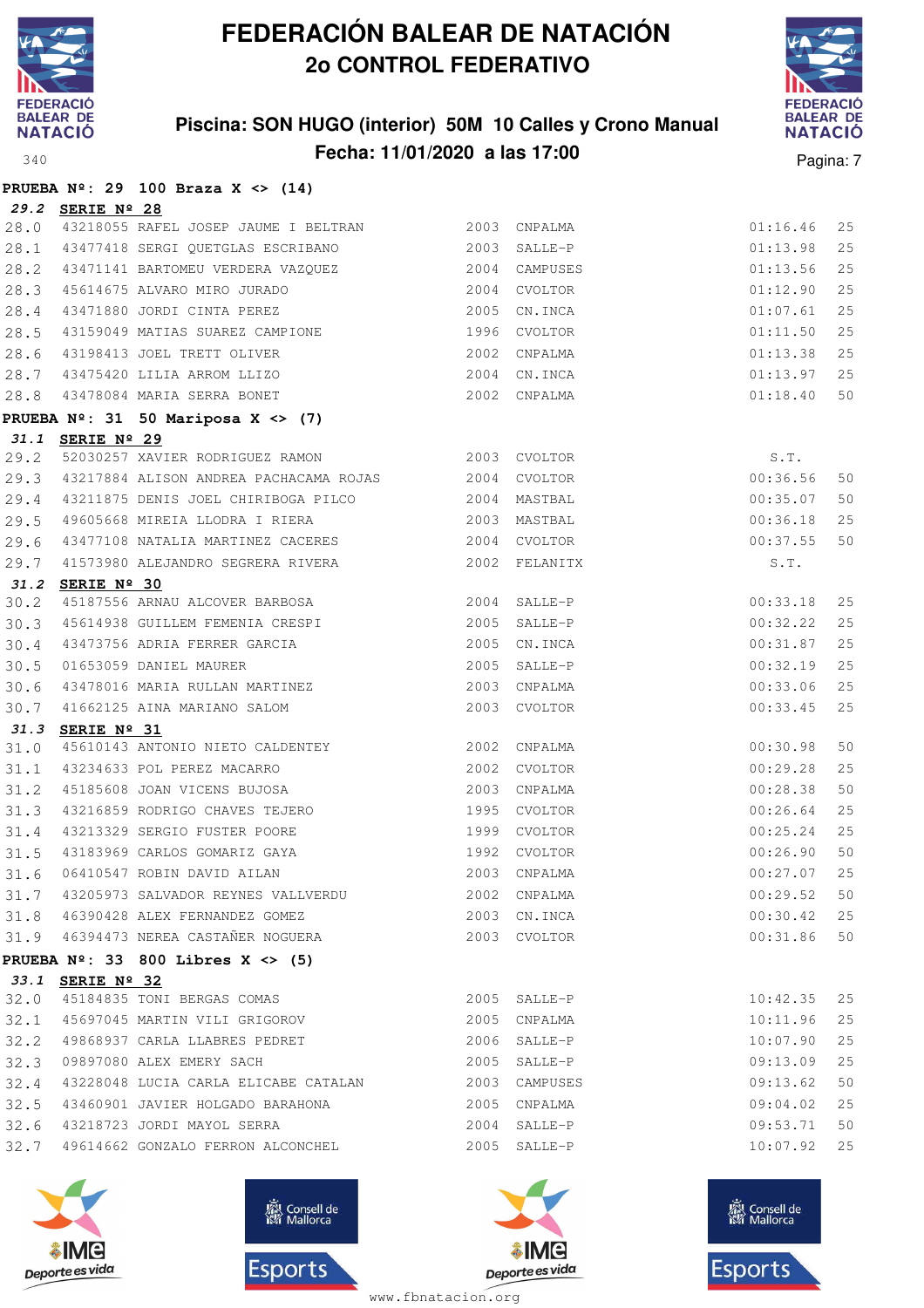# FEDERACIÓN BALEAR DE NATACIÓN

## 2o CONTROL FEDERATIVO

### Piscina: SON HUGO (interior) 50M 10 Calles y Crono Manual

### Fecha: 11/01/2020 a las 17:00

340

**PRUEBA Nº: 29 100 Braza X <> (14)**

***29.2*** **SERIE Nº 28**

| | | | | | | |
|---|---|---|---|---|---|---|
| 28.0 | 43218055 | RAFEL JOSEP JAUME I BELTRAN | 2003 | CNPALMA | 01:16.46 | 25 |
| 28.1 | 43477418 | SERGI QUETGLAS ESCRIBANO | 2003 | SALLE-P | 01:13.98 | 25 |
| 28.2 | 43471141 | BARTOMEU VERDERA VAZQUEZ | 2004 | CAMPUSES | 01:13.56 | 25 |
| 28.3 | 45614675 | ALVARO MIRO JURADO | 2004 | CVOLTOR | 01:12.90 | 25 |
| 28.4 | 43471880 | JORDI CINTA PEREZ | 2005 | CN.INCA | 01:07.61 | 25 |
| 28.5 | 43159049 | MATIAS SUAREZ CAMPIONE | 1996 | CVOLTOR | 01:11.50 | 25 |
| 28.6 | 43198413 | JOEL TRETT OLIVER | 2002 | CNPALMA | 01:13.38 | 25 |
| 28.7 | 43475420 | LILIA ARROM LLIZO | 2004 | CN.INCA | 01:13.97 | 25 |
| 28.8 | 43478084 | MARIA SERRA BONET | 2002 | CNPALMA | 01:18.40 | 50 |

**PRUEBA Nº: 31 50 Mariposa X <> (7)**

***31.1*** **SERIE Nº 29**

| | | | | | | |
|---|---|---|---|---|---|---|
| 29.2 | 52030257 | XAVIER RODRIGUEZ RAMON | 2003 | CVOLTOR | S.T. | |
| 29.3 | 43217884 | ALISON ANDREA PACHACAMA ROJAS | 2004 | CVOLTOR | 00:36.56 | 50 |
| 29.4 | 43211875 | DENIS JOEL CHIRIBOGA PILCO | 2004 | MASTBAL | 00:35.07 | 50 |
| 29.5 | 49605668 | MIREIA LLODRA I RIERA | 2003 | MASTBAL | 00:36.18 | 25 |
| 29.6 | 43477108 | NATALIA MARTINEZ CACERES | 2004 | CVOLTOR | 00:37.55 | 50 |
| 29.7 | 41573980 | ALEJANDRO SEGRERA RIVERA | 2002 | FELANITX | S.T. | |

***31.2*** **SERIE Nº 30**

| | | | | | | |
|---|---|---|---|---|---|---|
| 30.2 | 45187556 | ARNAU ALCOVER BARBOSA | 2004 | SALLE-P | 00:33.18 | 25 |
| 30.3 | 45614938 | GUILLEM FEMENIA CRESPI | 2005 | SALLE-P | 00:32.22 | 25 |
| 30.4 | 43473756 | ADRIA FERRER GARCIA | 2005 | CN.INCA | 00:31.87 | 25 |
| 30.5 | 01653059 | DANIEL MAURER | 2005 | SALLE-P | 00:32.19 | 25 |
| 30.6 | 43478016 | MARIA RULLAN MARTINEZ | 2003 | CNPALMA | 00:33.06 | 25 |
| 30.7 | 41662125 | AINA MARIANO SALOM | 2003 | CVOLTOR | 00:33.45 | 25 |

***31.3*** **SERIE Nº 31**

| | | | | | | |
|---|---|---|---|---|---|---|
| 31.0 | 45610143 | ANTONIO NIETO CALDENTEY | 2002 | CNPALMA | 00:30.98 | 50 |
| 31.1 | 43234633 | POL PEREZ MACARRO | 2002 | CVOLTOR | 00:29.28 | 25 |
| 31.2 | 45185608 | JOAN VICENS BUJOSA | 2003 | CNPALMA | 00:28.38 | 50 |
| 31.3 | 43216859 | RODRIGO CHAVES TEJERO | 1995 | CVOLTOR | 00:26.64 | 25 |
| 31.4 | 43213329 | SERGIO FUSTER POORE | 1999 | CVOLTOR | 00:25.24 | 25 |
| 31.5 | 43183969 | CARLOS GOMARIZ GAYA | 1992 | CVOLTOR | 00:26.90 | 50 |
| 31.6 | 06410547 | ROBIN DAVID AILAN | 2003 | CNPALMA | 00:27.07 | 25 |
| 31.7 | 43205973 | SALVADOR REYNES VALLVERDU | 2002 | CNPALMA | 00:29.52 | 50 |
| 31.8 | 46390428 | ALEX FERNANDEZ GOMEZ | 2003 | CN.INCA | 00:30.42 | 25 |
| 31.9 | 46394473 | NEREA CASTAÑER NOGUERA | 2003 | CVOLTOR | 00:31.86 | 50 |

**PRUEBA Nº: 33 800 Libres X <> (5)**

***33.1*** **SERIE Nº 32**

| | | | | | | |
|---|---|---|---|---|---|---|
| 32.0 | 45184835 | TONI BERGAS COMAS | 2005 | SALLE-P | 10:42.35 | 25 |
| 32.1 | 45697045 | MARTIN VILI GRIGOROV | 2005 | CNPALMA | 10:11.96 | 25 |
| 32.2 | 49868937 | CARLA LLABRES PEDRET | 2006 | SALLE-P | 10:07.90 | 25 |
| 32.3 | 09897080 | ALEX EMERY SACH | 2005 | SALLE-P | 09:13.09 | 25 |
| 32.4 | 43228048 | LUCIA CARLA ELICABE CATALAN | 2003 | CAMPUSES | 09:13.62 | 50 |
| 32.5 | 43460901 | JAVIER HOLGADO BARAHONA | 2005 | CNPALMA | 09:04.02 | 25 |
| 32.6 | 43218723 | JORDI MAYOL SERRA | 2004 | SALLE-P | 09:53.71 | 50 |
| 32.7 | 49614662 | GONZALO FERRON ALCONCHEL | 2005 | SALLE-P | 10:07.92 | 25 |

www.fbnatacion.org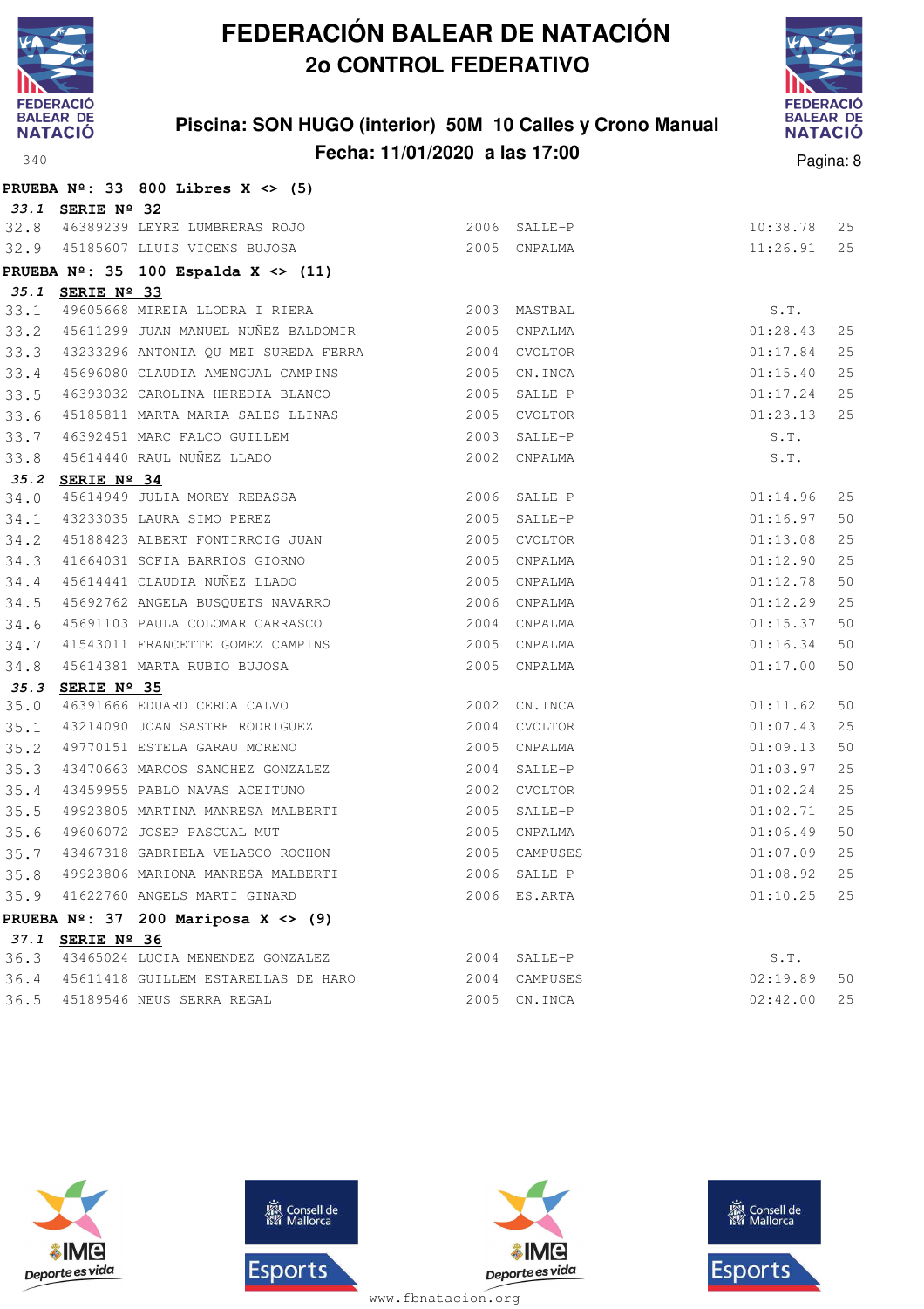# FEDERACIÓN BALEAR DE NATACIÓN

## 2o CONTROL FEDERATIVO

### Piscina: SON HUGO (interior) 50M 10 Calles y Crono Manual

### Fecha: 11/01/2020 a las 17:00

340

**PRUEBA Nº: 33 800 Libres X <> (5)**

***33.1*** **SERIE Nº 32**

| | | | | | | |
|---|---|---|---|---|---|---|
| 32.8 | 46389239 | LEYRE LUMBRERAS ROJO | 2006 | SALLE-P | 10:38.78 | 25 |
| 32.9 | 45185607 | LLUIS VICENS BUJOSA | 2005 | CNPALMA | 11:26.91 | 25 |

**PRUEBA Nº: 35 100 Espalda X <> (11)**

***35.1*** **SERIE Nº 33**

| | | | | | | |
|---|---|---|---|---|---|---|
| 33.1 | 49605668 | MIREIA LLODRA I RIERA | 2003 | MASTBAL | S.T. | |
| 33.2 | 45611299 | JUAN MANUEL NUÑEZ BALDOMIR | 2005 | CNPALMA | 01:28.43 | 25 |
| 33.3 | 43233296 | ANTONIA QU MEI SUREDA FERRA | 2004 | CVOLTOR | 01:17.84 | 25 |
| 33.4 | 45696080 | CLAUDIA AMENGUAL CAMPINS | 2005 | CN.INCA | 01:15.40 | 25 |
| 33.5 | 46393032 | CAROLINA HEREDIA BLANCO | 2005 | SALLE-P | 01:17.24 | 25 |
| 33.6 | 45185811 | MARTA MARIA SALES LLINAS | 2005 | CVOLTOR | 01:23.13 | 25 |
| 33.7 | 46392451 | MARC FALCO GUILLEM | 2003 | SALLE-P | S.T. | |
| 33.8 | 45614440 | RAUL NUÑEZ LLADO | 2002 | CNPALMA | S.T. | |

***35.2*** **SERIE Nº 34**

| | | | | | | |
|---|---|---|---|---|---|---|
| 34.0 | 45614949 | JULIA MOREY REBASSA | 2006 | SALLE-P | 01:14.96 | 25 |
| 34.1 | 43233035 | LAURA SIMO PEREZ | 2005 | SALLE-P | 01:16.97 | 50 |
| 34.2 | 45188423 | ALBERT FONTIRROIG JUAN | 2005 | CVOLTOR | 01:13.08 | 25 |
| 34.3 | 41664031 | SOFIA BARRIOS GIORNO | 2005 | CNPALMA | 01:12.90 | 25 |
| 34.4 | 45614441 | CLAUDIA NUÑEZ LLADO | 2005 | CNPALMA | 01:12.78 | 50 |
| 34.5 | 45692762 | ANGELA BUSQUETS NAVARRO | 2006 | CNPALMA | 01:12.29 | 25 |
| 34.6 | 45691103 | PAULA COLOMAR CARRASCO | 2004 | CNPALMA | 01:15.37 | 50 |
| 34.7 | 41543011 | FRANCETTE GOMEZ CAMPINS | 2005 | CNPALMA | 01:16.34 | 50 |
| 34.8 | 45614381 | MARTA RUBIO BUJOSA | 2005 | CNPALMA | 01:17.00 | 50 |

***35.3*** **SERIE Nº 35**

| | | | | | | |
|---|---|---|---|---|---|---|
| 35.0 | 46391666 | EDUARD CERDA CALVO | 2002 | CN.INCA | 01:11.62 | 50 |
| 35.1 | 43214090 | JOAN SASTRE RODRIGUEZ | 2004 | CVOLTOR | 01:07.43 | 25 |
| 35.2 | 49770151 | ESTELA GARAU MORENO | 2005 | CNPALMA | 01:09.13 | 50 |
| 35.3 | 43470663 | MARCOS SANCHEZ GONZALEZ | 2004 | SALLE-P | 01:03.97 | 25 |
| 35.4 | 43459955 | PABLO NAVAS ACEITUNO | 2002 | CVOLTOR | 01:02.24 | 25 |
| 35.5 | 49923805 | MARTINA MANRESA MALBERTI | 2005 | SALLE-P | 01:02.71 | 25 |
| 35.6 | 49606072 | JOSEP PASCUAL MUT | 2005 | CNPALMA | 01:06.49 | 50 |
| 35.7 | 43467318 | GABRIELA VELASCO ROCHON | 2005 | CAMPUSES | 01:07.09 | 25 |
| 35.8 | 49923806 | MARIONA MANRESA MALBERTI | 2006 | SALLE-P | 01:08.92 | 25 |
| 35.9 | 41622760 | ANGELS MARTI GINARD | 2006 | ES.ARTA | 01:10.25 | 25 |

**PRUEBA Nº: 37 200 Mariposa X <> (9)**

***37.1*** **SERIE Nº 36**

| | | | | | | |
|---|---|---|---|---|---|---|
| 36.3 | 43465024 | LUCIA MENENDEZ GONZALEZ | 2004 | SALLE-P | S.T. | |
| 36.4 | 45611418 | GUILLEM ESTARELLAS DE HARO | 2004 | CAMPUSES | 02:19.89 | 50 |
| 36.5 | 45189546 | NEUS SERRA REGAL | 2005 | CN.INCA | 02:42.00 | 25 |

www.fbnatacion.org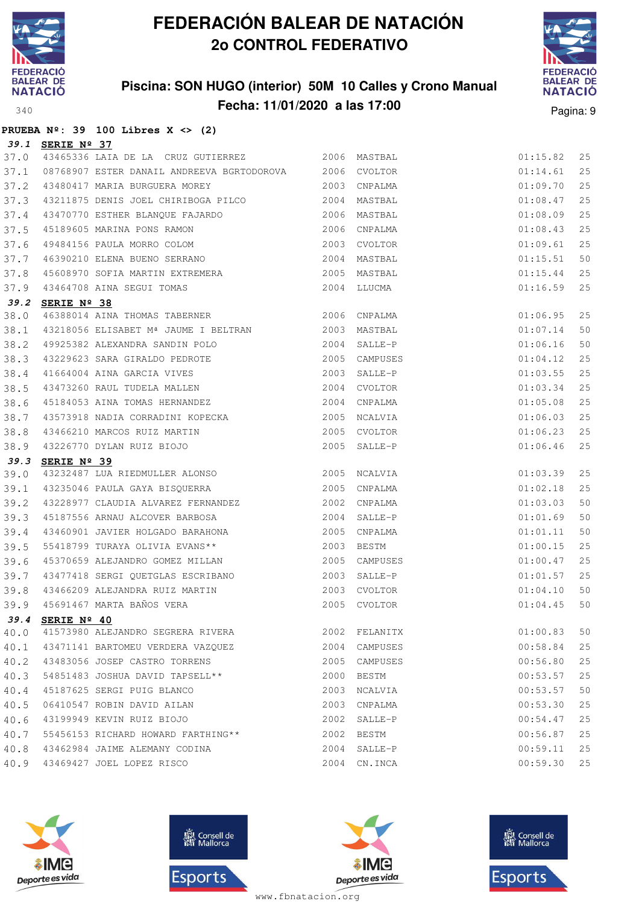# FEDERACIÓN BALEAR DE NATACIÓN
## 2o CONTROL FEDERATIVO

### Piscina: SON HUGO (interior) 50M 10 Calles y Crono Manual
### Fecha: 11/01/2020 a las 17:00

340

**PRUEBA Nº: 39 100 Libres X <> (2)**

***39.1*** **SERIE Nº 37**

| | | | | | | |
|---|---|---|---|---|---|---|
| 37.0 | 43465336 | LAIA DE LA CRUZ GUTIERREZ | 2006 | MASTBAL | 01:15.82 | 25 |
| 37.1 | 08768907 | ESTER DANAIL ANDREEVA BGRTODOROVA | 2006 | CVOLTOR | 01:14.61 | 25 |
| 37.2 | 43480417 | MARIA BURGUERA MOREY | 2003 | CNPALMA | 01:09.70 | 25 |
| 37.3 | 43211875 | DENIS JOEL CHIRIBOGA PILCO | 2004 | MASTBAL | 01:08.47 | 25 |
| 37.4 | 43470770 | ESTHER BLANQUE FAJARDO | 2006 | MASTBAL | 01:08.09 | 25 |
| 37.5 | 45189605 | MARINA PONS RAMON | 2006 | CNPALMA | 01:08.43 | 25 |
| 37.6 | 49484156 | PAULA MORRO COLOM | 2003 | CVOLTOR | 01:09.61 | 25 |
| 37.7 | 46390210 | ELENA BUENO SERRANO | 2004 | MASTBAL | 01:15.51 | 50 |
| 37.8 | 45608970 | SOFIA MARTIN EXTREMERA | 2005 | MASTBAL | 01:15.44 | 25 |
| 37.9 | 43464708 | AINA SEGUI TOMAS | 2004 | LLUCMA | 01:16.59 | 25 |

***39.2*** **SERIE Nº 38**

| | | | | | | |
|---|---|---|---|---|---|---|
| 38.0 | 46388014 | AINA THOMAS TABERNER | 2006 | CNPALMA | 01:06.95 | 25 |
| 38.1 | 43218056 | ELISABET Mª JAUME I BELTRAN | 2003 | MASTBAL | 01:07.14 | 50 |
| 38.2 | 49925382 | ALEXANDRA SANDIN POLO | 2004 | SALLE-P | 01:06.16 | 50 |
| 38.3 | 43229623 | SARA GIRALDO PEDROTE | 2005 | CAMPUSES | 01:04.12 | 25 |
| 38.4 | 41664004 | AINA GARCIA VIVES | 2003 | SALLE-P | 01:03.55 | 25 |
| 38.5 | 43473260 | RAUL TUDELA MALLEN | 2004 | CVOLTOR | 01:03.34 | 25 |
| 38.6 | 45184053 | AINA TOMAS HERNANDEZ | 2004 | CNPALMA | 01:05.08 | 25 |
| 38.7 | 43573918 | NADIA CORRADINI KOPECKA | 2005 | NCALVIA | 01:06.03 | 25 |
| 38.8 | 43466210 | MARCOS RUIZ MARTIN | 2005 | CVOLTOR | 01:06.23 | 25 |
| 38.9 | 43226770 | DYLAN RUIZ BIOJO | 2005 | SALLE-P | 01:06.46 | 25 |

***39.3*** **SERIE Nº 39**

| | | | | | | |
|---|---|---|---|---|---|---|
| 39.0 | 43232487 | LUA RIEDMULLER ALONSO | 2005 | NCALVIA | 01:03.39 | 25 |
| 39.1 | 43235046 | PAULA GAYA BISQUERRA | 2005 | CNPALMA | 01:02.18 | 25 |
| 39.2 | 43228977 | CLAUDIA ALVAREZ FERNANDEZ | 2002 | CNPALMA | 01:03.03 | 50 |
| 39.3 | 45187556 | ARNAU ALCOVER BARBOSA | 2004 | SALLE-P | 01:01.69 | 50 |
| 39.4 | 43460901 | JAVIER HOLGADO BARAHONA | 2005 | CNPALMA | 01:01.11 | 50 |
| 39.5 | 55418799 | TURAYA OLIVIA EVANS** | 2003 | BESTM | 01:00.15 | 25 |
| 39.6 | 45370659 | ALEJANDRO GOMEZ MILLAN | 2005 | CAMPUSES | 01:00.47 | 25 |
| 39.7 | 43477418 | SERGI QUETGLAS ESCRIBANO | 2003 | SALLE-P | 01:01.57 | 25 |
| 39.8 | 43466209 | ALEJANDRA RUIZ MARTIN | 2003 | CVOLTOR | 01:04.10 | 50 |
| 39.9 | 45691467 | MARTA BAÑOS VERA | 2005 | CVOLTOR | 01:04.45 | 50 |

***39.4*** **SERIE Nº 40**

| | | | | | | |
|---|---|---|---|---|---|---|
| 40.0 | 41573980 | ALEJANDRO SEGRERA RIVERA | 2002 | FELANITX | 01:00.83 | 50 |
| 40.1 | 43471141 | BARTOMEU VERDERA VAZQUEZ | 2004 | CAMPUSES | 00:58.84 | 25 |
| 40.2 | 43483056 | JOSEP CASTRO TORRENS | 2005 | CAMPUSES | 00:56.80 | 25 |
| 40.3 | 54851483 | JOSHUA DAVID TAPSELL** | 2000 | BESTM | 00:53.57 | 25 |
| 40.4 | 45187625 | SERGI PUIG BLANCO | 2003 | NCALVIA | 00:53.57 | 50 |
| 40.5 | 06410547 | ROBIN DAVID AILAN | 2003 | CNPALMA | 00:53.30 | 25 |
| 40.6 | 43199949 | KEVIN RUIZ BIOJO | 2002 | SALLE-P | 00:54.47 | 25 |
| 40.7 | 55456153 | RICHARD HOWARD FARTHING** | 2002 | BESTM | 00:56.87 | 25 |
| 40.8 | 43462984 | JAIME ALEMANY CODINA | 2004 | SALLE-P | 00:59.11 | 25 |
| 40.9 | 43469427 | JOEL LOPEZ RISCO | 2004 | CN.INCA | 00:59.30 | 25 |

www.fbnatacion.org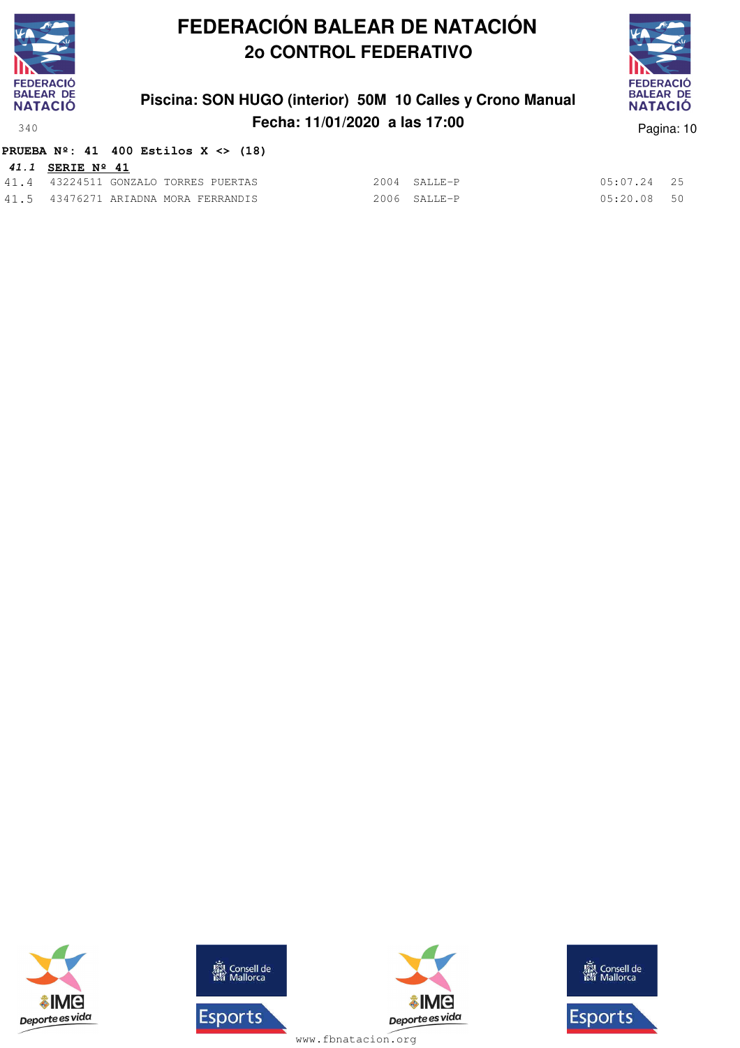# FEDERACIÓN BALEAR DE NATACIÓN

## 2o CONTROL FEDERATIVO

### Piscina: SON HUGO (interior) 50M 10 Calles y Crono Manual

### Fecha: 11/01/2020 a las 17:00

340

**PRUEBA Nº: 41 400 Estilos X <> (18)**

***41.1*** **SERIE Nº 41**

| | | | | | | |
|---|---|---|---|---|---|---|
| 41.4 | 43224511 | GONZALO TORRES PUERTAS | 2004 | SALLE-P | 05:07.24 | 25 |
| 41.5 | 43476271 | ARIADNA MORA FERRANDIS | 2006 | SALLE-P | 05:20.08 | 50 |

www.fbnatacion.org